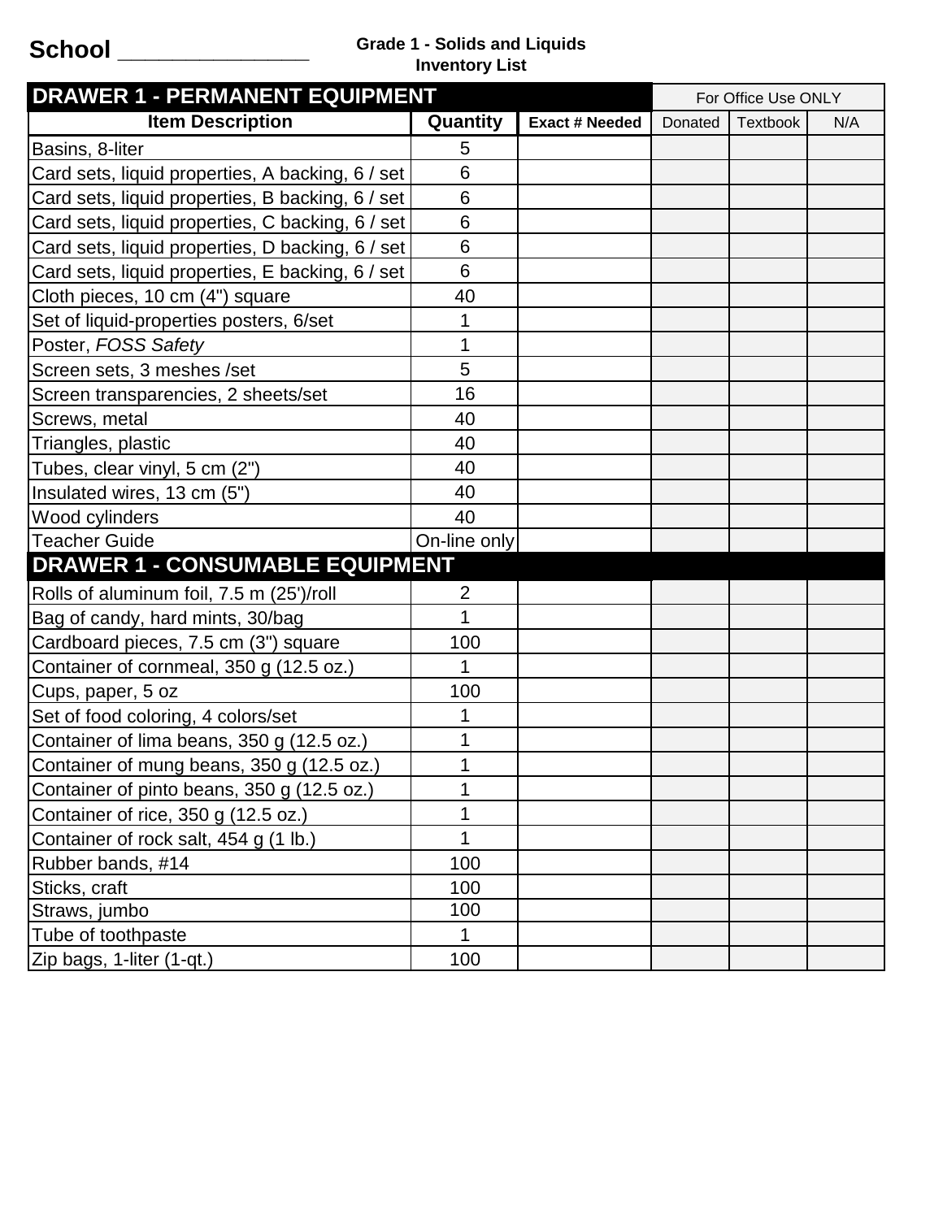School _______________

**Grade 1 - Solids and Liquids**
**Inventory List**

| DRAWER 1 - PERMANENT EQUIPMENT | | | For Office Use ONLY | | |
|---|---|---|---|---|---|
| **Item Description** | **Quantity** | **Exact # Needed** | Donated | Textbook | N/A |
| Basins, 8-liter | 5 | | | | |
| Card sets, liquid properties, A backing, 6 / set | 6 | | | | |
| Card sets, liquid properties, B backing, 6 / set | 6 | | | | |
| Card sets, liquid properties, C backing, 6 / set | 6 | | | | |
| Card sets, liquid properties, D backing, 6 / set | 6 | | | | |
| Card sets, liquid properties, E backing, 6 / set | 6 | | | | |
| Cloth pieces, 10 cm (4") square | 40 | | | | |
| Set of liquid-properties posters, 6/set | 1 | | | | |
| Poster, *FOSS Safety* | 1 | | | | |
| Screen sets, 3 meshes /set | 5 | | | | |
| Screen transparencies, 2 sheets/set | 16 | | | | |
| Screws, metal | 40 | | | | |
| Triangles, plastic | 40 | | | | |
| Tubes, clear vinyl, 5 cm (2") | 40 | | | | |
| Insulated wires, 13 cm (5") | 40 | | | | |
| Wood cylinders | 40 | | | | |
| Teacher Guide | On-line only | | | | |
| **DRAWER 1 - CONSUMABLE EQUIPMENT** | | | | | |
| Rolls of aluminum foil, 7.5 m (25')/roll | 2 | | | | |
| Bag of candy, hard mints, 30/bag | 1 | | | | |
| Cardboard pieces, 7.5 cm (3") square | 100 | | | | |
| Container of cornmeal, 350 g (12.5 oz.) | 1 | | | | |
| Cups, paper, 5 oz | 100 | | | | |
| Set of food coloring, 4 colors/set | 1 | | | | |
| Container of lima beans, 350 g (12.5 oz.) | 1 | | | | |
| Container of mung beans, 350 g (12.5 oz.) | 1 | | | | |
| Container of pinto beans, 350 g (12.5 oz.) | 1 | | | | |
| Container of rice, 350 g (12.5 oz.) | 1 | | | | |
| Container of rock salt, 454 g (1 lb.) | 1 | | | | |
| Rubber bands, #14 | 100 | | | | |
| Sticks, craft | 100 | | | | |
| Straws, jumbo | 100 | | | | |
| Tube of toothpaste | 1 | | | | |
| Zip bags, 1-liter (1-qt.) | 100 | | | | |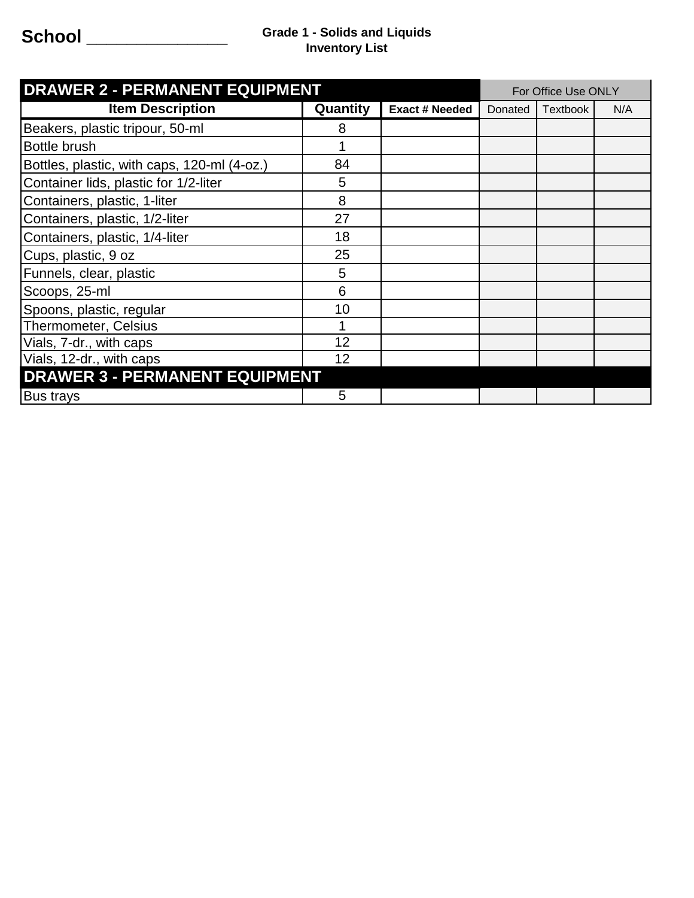School _______________

**Grade 1 - Solids and Liquids**
**Inventory List**

| DRAWER 2 - PERMANENT EQUIPMENT | | | For Office Use ONLY | | |
|---|---|---|---|---|---|
| **Item Description** | **Quantity** | **Exact # Needed** | Donated | Textbook | N/A |
| Beakers, plastic tripour, 50-ml | 8 | | | | |
| Bottle brush | 1 | | | | |
| Bottles, plastic, with caps, 120-ml (4-oz.) | 84 | | | | |
| Container lids, plastic for 1/2-liter | 5 | | | | |
| Containers, plastic, 1-liter | 8 | | | | |
| Containers, plastic, 1/2-liter | 27 | | | | |
| Containers, plastic, 1/4-liter | 18 | | | | |
| Cups, plastic, 9 oz | 25 | | | | |
| Funnels, clear, plastic | 5 | | | | |
| Scoops, 25-ml | 6 | | | | |
| Spoons, plastic, regular | 10 | | | | |
| Thermometer, Celsius | 1 | | | | |
| Vials, 7-dr., with caps | 12 | | | | |
| Vials, 12-dr., with caps | 12 | | | | |
| **DRAWER 3 - PERMANENT EQUIPMENT** | | | | | |
| Bus trays | 5 | | | | |